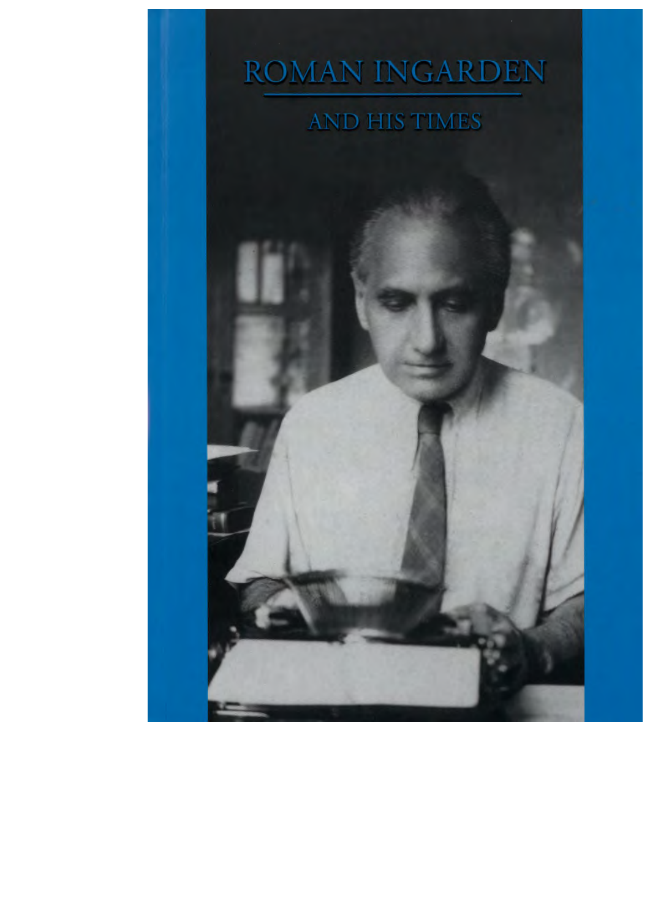# ROMAN INGARDEN

## AND HIS TIMES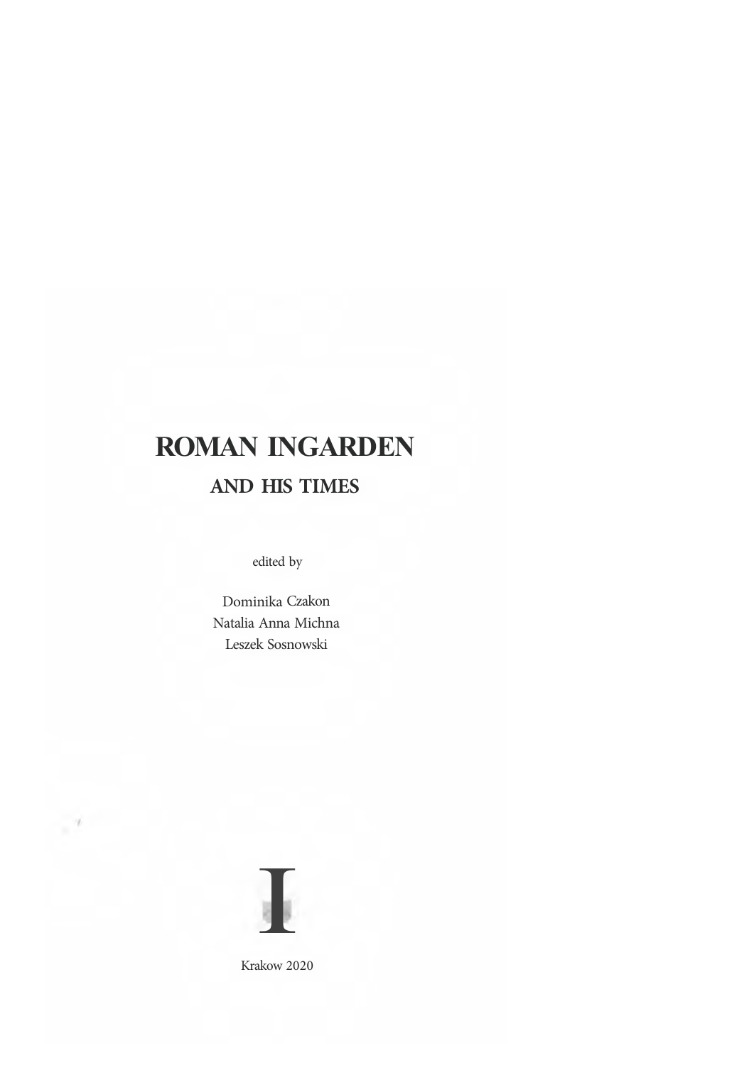# ROMAN INGARDEN

## AND HIS TIMES

edited by

Dominika Czakon
Natalia Anna Michna
Leszek Sosnowski

I

Krakow 2020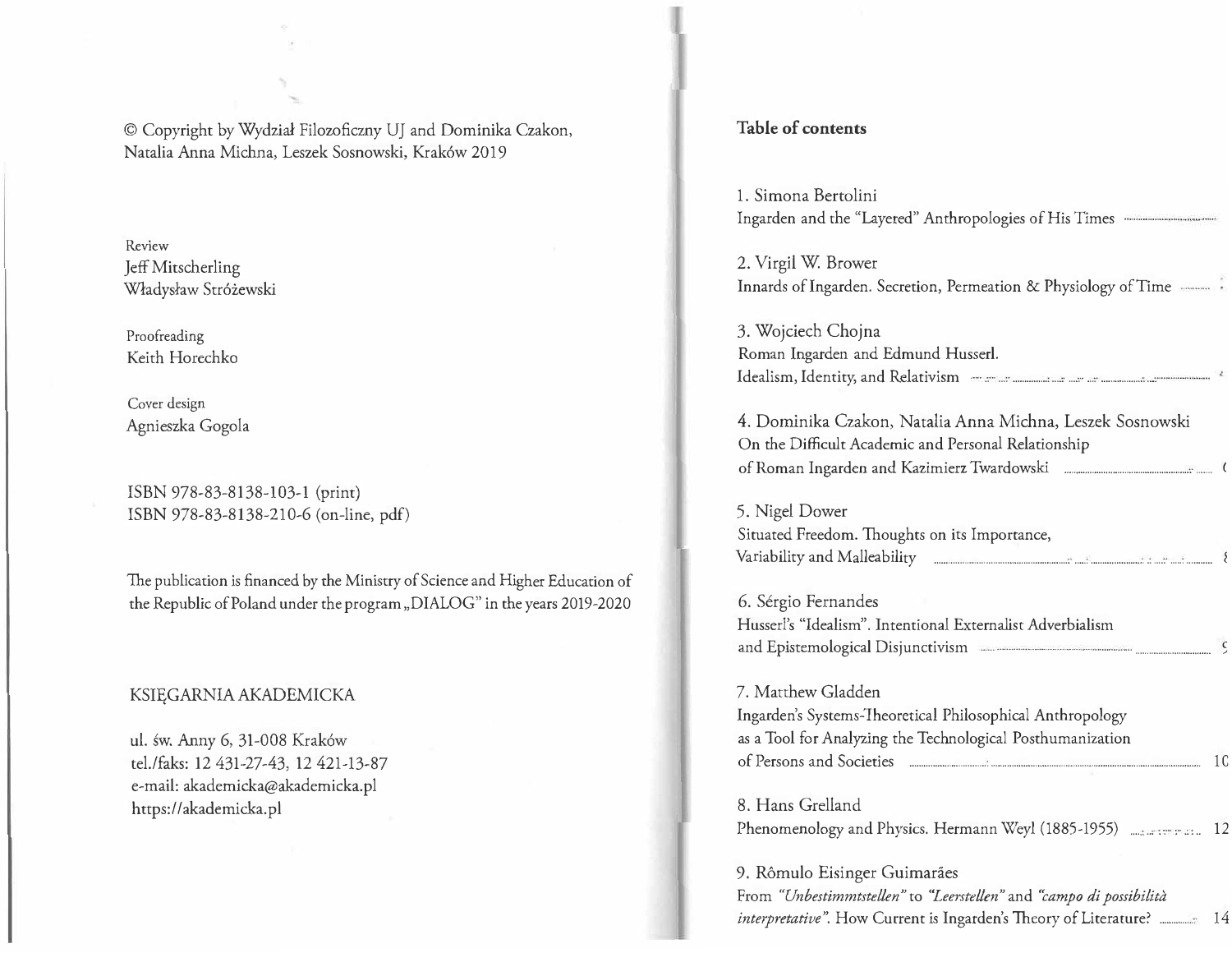© Copyright by Wydział Filozoficzny UJ and Dominika Czakon, Natalia Anna Michna, Leszek Sosnowski, Kraków 2019

Review
Jeff Mitscherling
Władysław Stróżewski

Proofreading
Keith Horechko

Cover design
Agnieszka Gogola

ISBN 978-83-8138-103-1 (print)
ISBN 978-83-8138-210-6 (on-line, pdf)

The publication is financed by the Ministry of Science and Higher Education of the Republic of Poland under the program „DIALOG" in the years 2019-2020

KSIĘGARNIA AKADEMICKA

ul. św. Anny 6, 31-008 Kraków
tel./faks: 12 431-27-43, 12 421-13-87
e-mail: akademicka@akademicka.pl
https://akademicka.pl

## Table of contents

1. Simona Bertolini
Ingarden and the "Layered" Anthropologies of His Times

2. Virgil W. Brower
Innards of Ingarden. Secretion, Permeation & Physiology of Time

3. Wojciech Chojna
Roman Ingarden and Edmund Husserl.
Idealism, Identity, and Relativism

4. Dominika Czakon, Natalia Anna Michna, Leszek Sosnowski
On the Difficult Academic and Personal Relationship
of Roman Ingarden and Kazimierz Twardowski

5. Nigel Dower
Situated Freedom. Thoughts on its Importance,
Variability and Malleability

6. Sérgio Fernandes
Husserl's "Idealism". Intentional Externalist Adverbialism
and Epistemological Disjunctivism

7. Matthew Gladden
Ingarden's Systems-Theoretical Philosophical Anthropology
as a Tool for Analyzing the Technological Posthumanization
of Persons and Societies ..... 10

8. Hans Grelland
Phenomenology and Physics. Hermann Weyl (1885-1955) ..... 12

9. Rômulo Eisinger Guimarães
From *"Unbestimmtstellen"* to *"Leerstellen"* and *"campo di possibilità interpretative"*. How Current is Ingarden's Theory of Literature? ..... 14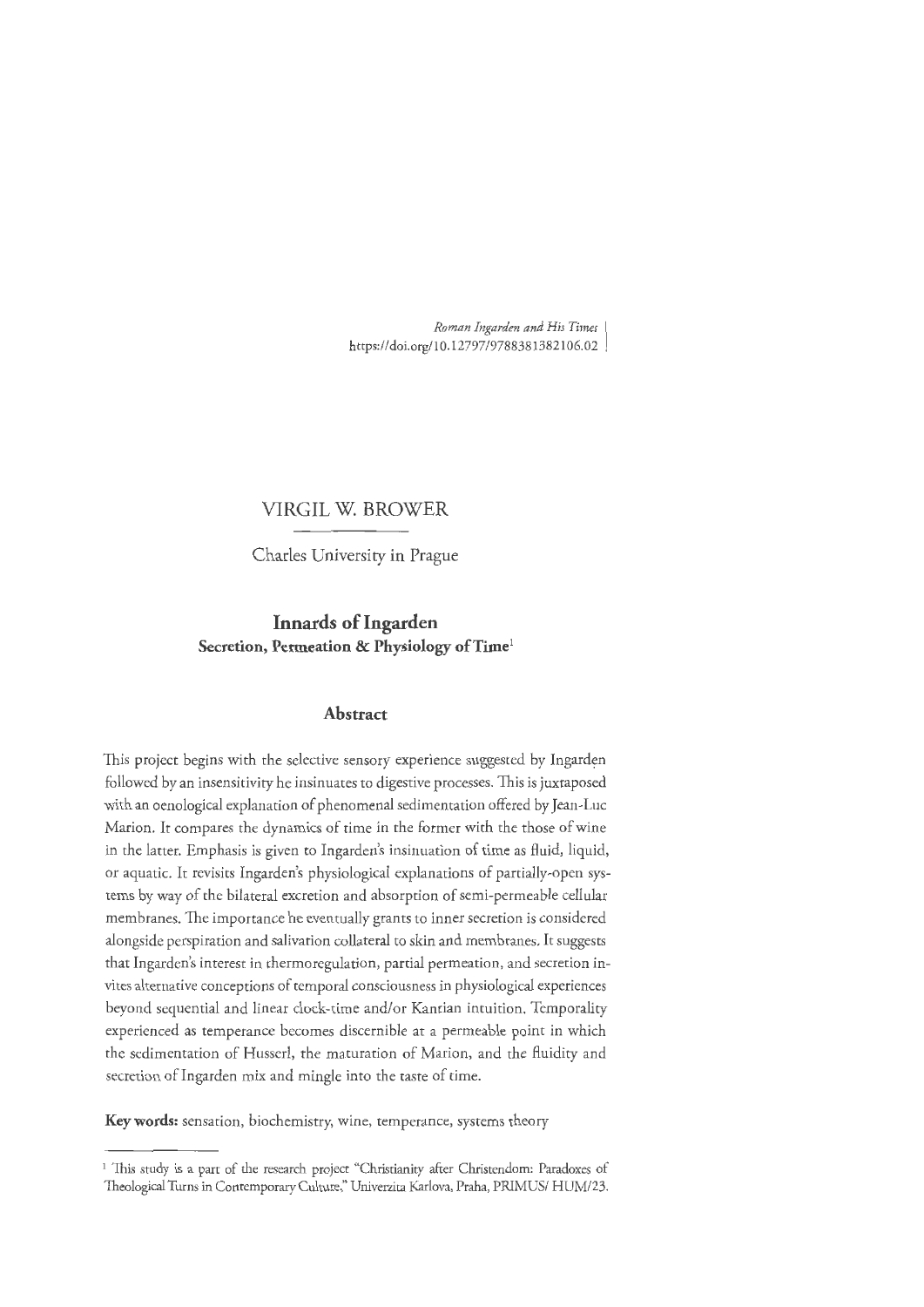*Roman Ingarden and His Times*
https://doi.org/10.12797/9788381382106.02

VIRGIL W. BROWER

Charles University in Prague

# Innards of Ingarden

## Secretion, Permeation & Physiology of Time[1]

### Abstract

This project begins with the selective sensory experience suggested by Ingarden followed by an insensitivity he insinuates to digestive processes. This is juxtaposed with an oenological explanation of phenomenal sedimentation offered by Jean-Luc Marion. It compares the dynamics of time in the former with the those of wine in the latter. Emphasis is given to Ingarden's insinuation of time as fluid, liquid, or aquatic. It revisits Ingarden's physiological explanations of partially-open systems by way of the bilateral excretion and absorption of semi-permeable cellular membranes. The importance he eventually grants to inner secretion is considered alongside perspiration and salivation collateral to skin and membranes. It suggests that Ingarden's interest in thermoregulation, partial permeation, and secretion invites alternative conceptions of temporal consciousness in physiological experiences beyond sequential and linear clock-time and/or Kantian intuition. Temporality experienced as temperance becomes discernible at a permeable point in which the sedimentation of Husserl, the maturation of Marion, and the fluidity and secretion of Ingarden mix and mingle into the taste of time.

**Key words:** sensation, biochemistry, wine, temperance, systems theory

---

[1] This study is a part of the research project "Christianity after Christendom: Paradoxes of Theological Turns in Contemporary Culture," Univerzita Karlova, Praha, PRIMUS/ HUM/23.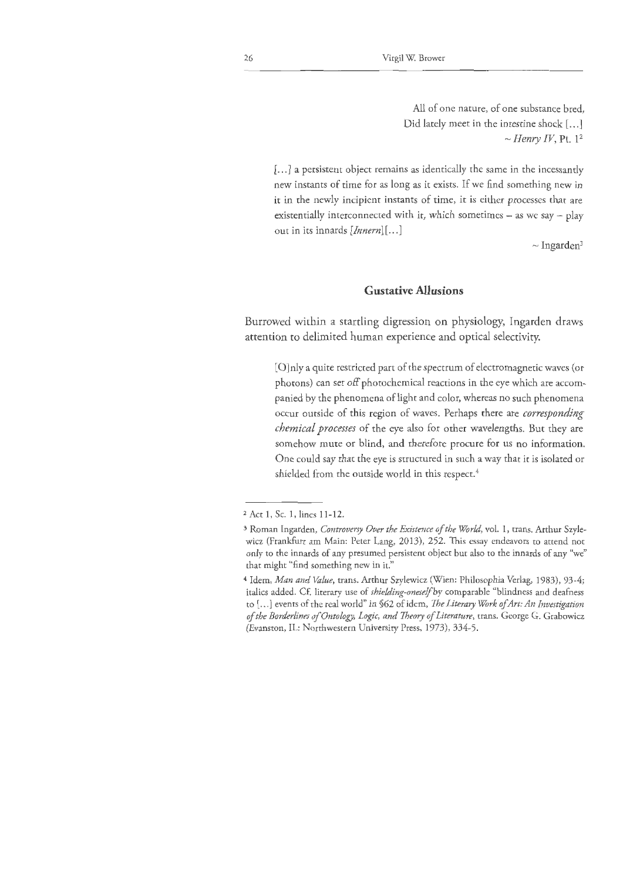> All of one nature, of one substance bred,
> Did lately meet in the intestine shock [...]
> ~ *Henry IV*, Pt. 1[2]

> [...] a persistent object remains as identically the same in the incessantly new instants of time for as long as it exists. If we find something new in it in the newly incipient instants of time, it is either processes that are existentially interconnected with it, which sometimes – as we say – play out in its innards [*Innern*] [...]
>
> ~ Ingarden[3]

## Gustative Allusions

Burrowed within a startling digression on physiology, Ingarden draws attention to delimited human experience and optical selectivity.

> [O]nly a quite restricted part of the spectrum of electromagnetic waves (or photons) can set *off* photochemical reactions in the eye which are accompanied by the phenomena of light and color, whereas no such phenomena occur outside of this region of waves. Perhaps there are *corresponding chemical processes* of the eye also for other wavelengths. But they are somehow mute or blind, and therefore procure for us no information. One could say that the eye is structured in such a way that it is isolated or shielded from the outside world in this respect.[4]

---

[2] Act 1, Sc. 1, lines 11-12.

[3] Roman Ingarden, *Controversy Over the Existence of the World*, vol. 1, trans. Arthur Szylewicz (Frankfurt am Main: Peter Lang, 2013), 252. This essay endeavors to attend not only to the innards of any presumed persistent object but also to the innards of any "we" that might "find something new in it."

[4] Idem, *Man and Value*, trans. Arthur Szylewicz (Wien: Philosophia Verlag, 1983), 93-4; italics added. Cf. literary use of *shielding-oneself* by comparable "blindness and deafness to [...] events of the real world" in §62 of idem, *The Literary Work of Art: An Investigation of the Borderlines of Ontology, Logic, and Theory of Literature*, trans. George G. Grabowicz (Evanston, IL: Northwestern University Press, 1973), 334-5.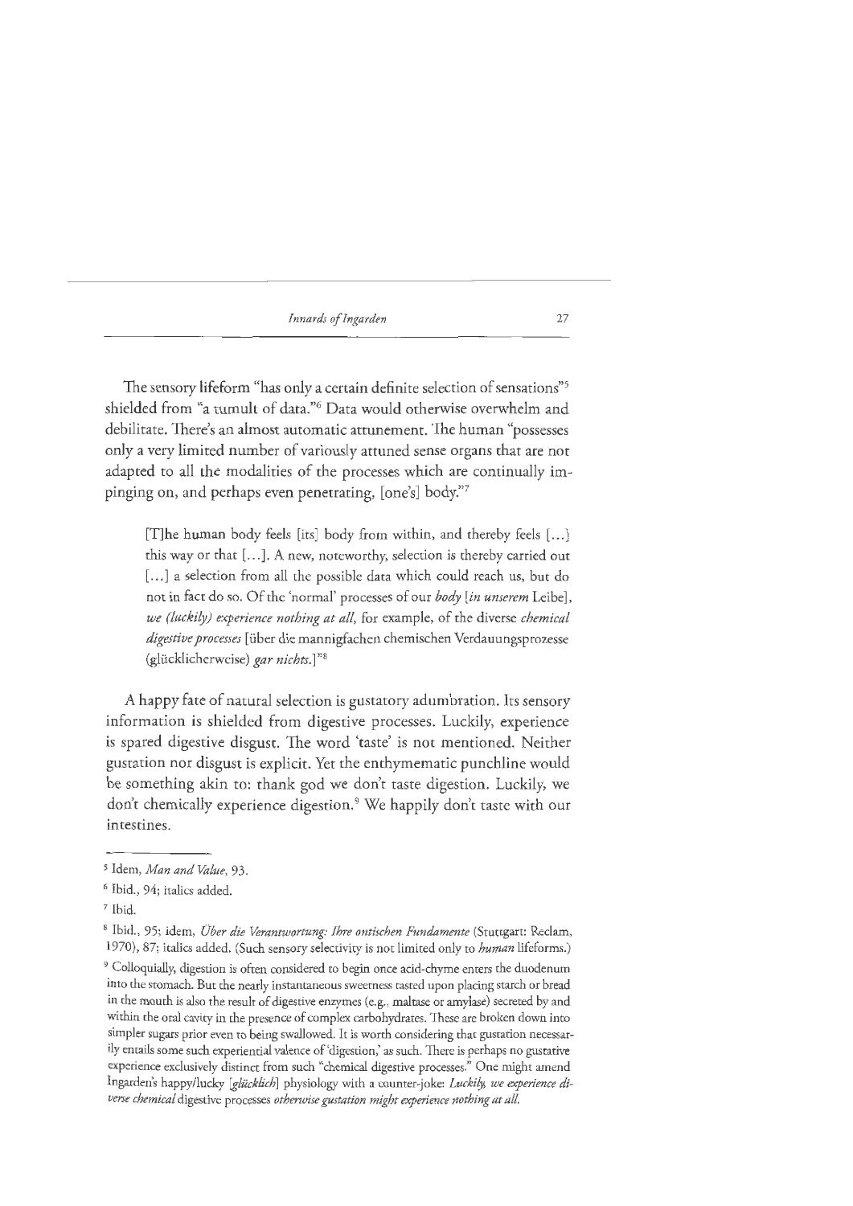The sensory lifeform "has only a certain definite selection of sensations"[5] shielded from "a tumult of data."[6] Data would otherwise overwhelm and debilitate. There's an almost automatic attunement. The human "possesses only a very limited number of variously attuned sense organs that are not adapted to all the modalities of the processes which are continually impinging on, and perhaps even penetrating, [one's] body."[7]

> [T]he human body feels [its] body from within, and thereby feels [...] this way or that [...]. A new, noteworthy, selection is thereby carried out [...] a selection from all the possible data which could reach us, but do not in fact do so. Of the 'normal' processes of our *body* [*in unserem* Leibe], *we (luckily) experience nothing at all*, for example, of the diverse *chemical digestive processes* [über die mannigfachen chemischen Verdauungsprozesse (glücklicherweise) *gar nichts*.]"[8]

A happy fate of natural selection is gustatory adumbration. Its sensory information is shielded from digestive processes. Luckily, experience is spared digestive disgust. The word 'taste' is not mentioned. Neither gustation nor disgust is explicit. Yet the enthymematic punchline would be something akin to: thank god we don't taste digestion. Luckily, we don't chemically experience digestion.[9] We happily don't taste with our intestines.

---

[5] Idem, *Man and Value*, 93.

[6] Ibid., 94; italics added.

[7] Ibid.

[8] Ibid., 95; idem, *Über die Verantwortung: Ihre ontischen Fundamente* (Stuttgart: Reclam, 1970), 87; italics added. (Such sensory selectivity is not limited only to *human* lifeforms.)

[9] Colloquially, digestion is often considered to begin once acid-chyme enters the duodenum into the stomach. But the nearly instantaneous sweetness tasted upon placing starch or bread in the mouth is also the result of digestive enzymes (e.g., maltase or amylase) secreted by and within the oral cavity in the presence of complex carbohydrates. These are broken down into simpler sugars prior even to being swallowed. It is worth considering that gustation necessarily entails some such experiential valence of 'digestion,' as such. There is perhaps no gustative experience exclusively distinct from such "chemical digestive processes." One might amend Ingarden's happy/lucky [*glücklich*] physiology with a counter-joke: *Luckily, we experience diverse chemical* digestive processes *otherwise gustation might experience nothing at all.*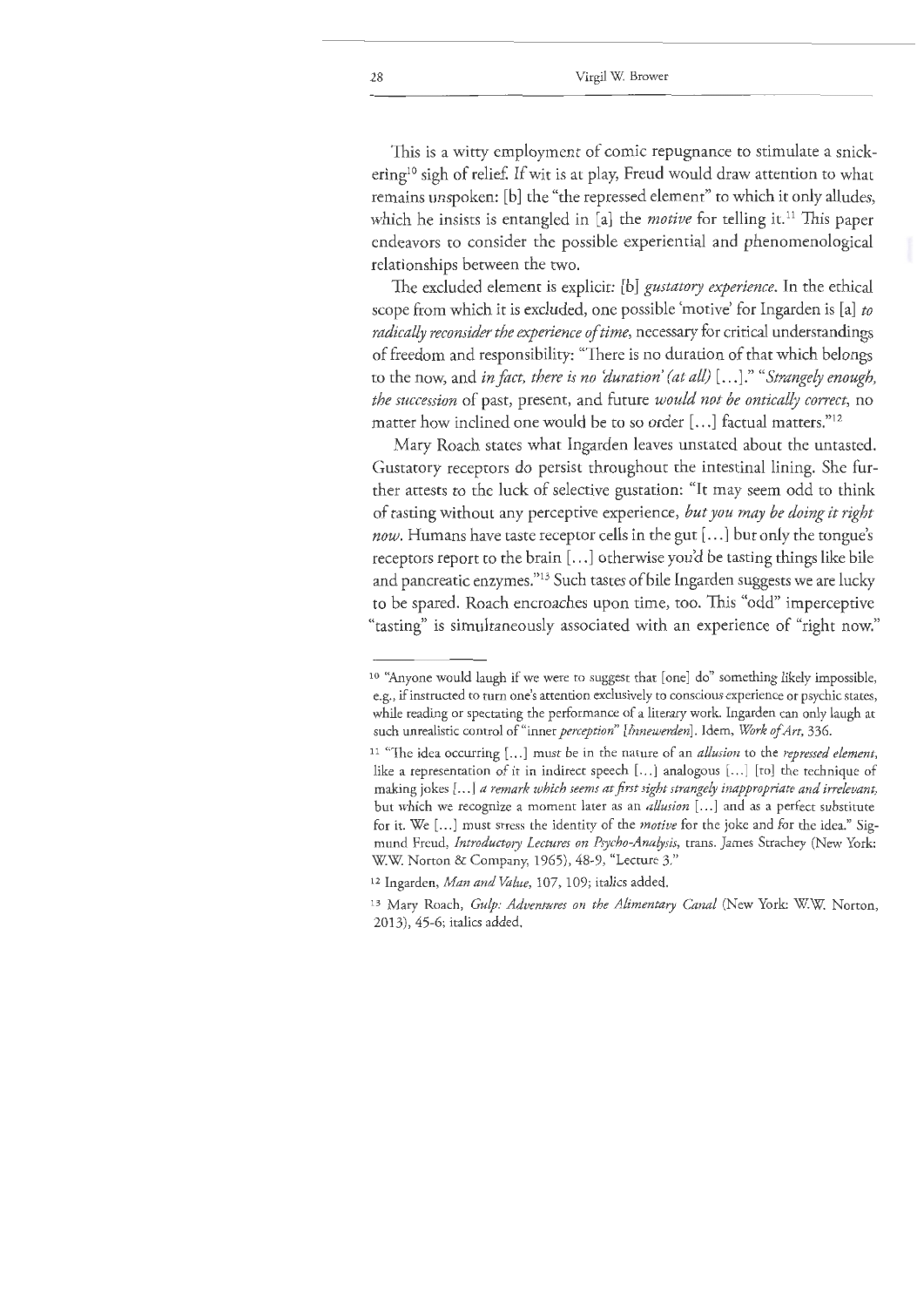This is a witty employment of comic repugnance to stimulate a snickering[10] sigh of relief. If wit is at play, Freud would draw attention to what remains unspoken: [b] the "the repressed element" to which it only alludes, which he insists is entangled in [a] the *motive* for telling it.[11] This paper endeavors to consider the possible experiential and phenomenological relationships between the two.

The excluded element is explicit: [b] *gustatory experience*. In the ethical scope from which it is excluded, one possible 'motive' for Ingarden is [a] *to radically reconsider the experience of time*, necessary for critical understandings of freedom and responsibility: "There is no duration of that which belongs to the now, and *in fact, there is no 'duration' (at all)* [...]." "*Strangely enough, the succession* of past, present, and future *would not be ontically correct*, no matter how inclined one would be to so order [...] factual matters."[12]

Mary Roach states what Ingarden leaves unstated about the untasted. Gustatory receptors do persist throughout the intestinal lining. She further attests to the luck of selective gustation: "It may seem odd to think of tasting without any perceptive experience, *but you may be doing it right now*. Humans have taste receptor cells in the gut [...] but only the tongue's receptors report to the brain [...] otherwise you'd be tasting things like bile and pancreatic enzymes."[13] Such tastes of bile Ingarden suggests we are lucky to be spared. Roach encroaches upon time, too. This "odd" imperceptive "tasting" is simultaneously associated with an experience of "right now."

---

[10] "Anyone would laugh if we were to suggest that [one] do" something likely impossible, e.g., if instructed to turn one's attention exclusively to conscious experience or psychic states, while reading or spectating the performance of a literary work. Ingarden can only laugh at such unrealistic control of "inner *perception*" [*Innewerden*]. Idem, *Work of Art*, 336.

[11] "The idea occurring [...] must be in the nature of an *allusion* to the *repressed element*, like a representation of it in indirect speech [...] analogous [...] [to] the technique of making jokes [...] *a remark which seems at first sight strangely inappropriate and irrelevant*, but which we recognize a moment later as an *allusion* [...] and as a perfect substitute for it. We [...] must stress the identity of the *motive* for the joke and for the idea." Sigmund Freud, *Introductory Lectures on Psycho-Analysis*, trans. James Strachey (New York: W.W. Norton & Company, 1965), 48-9, "Lecture 3."

[12] Ingarden, *Man and Value*, 107, 109; italics added.

[13] Mary Roach, *Gulp: Adventures on the Alimentary Canal* (New York: W.W. Norton, 2013), 45-6; italics added.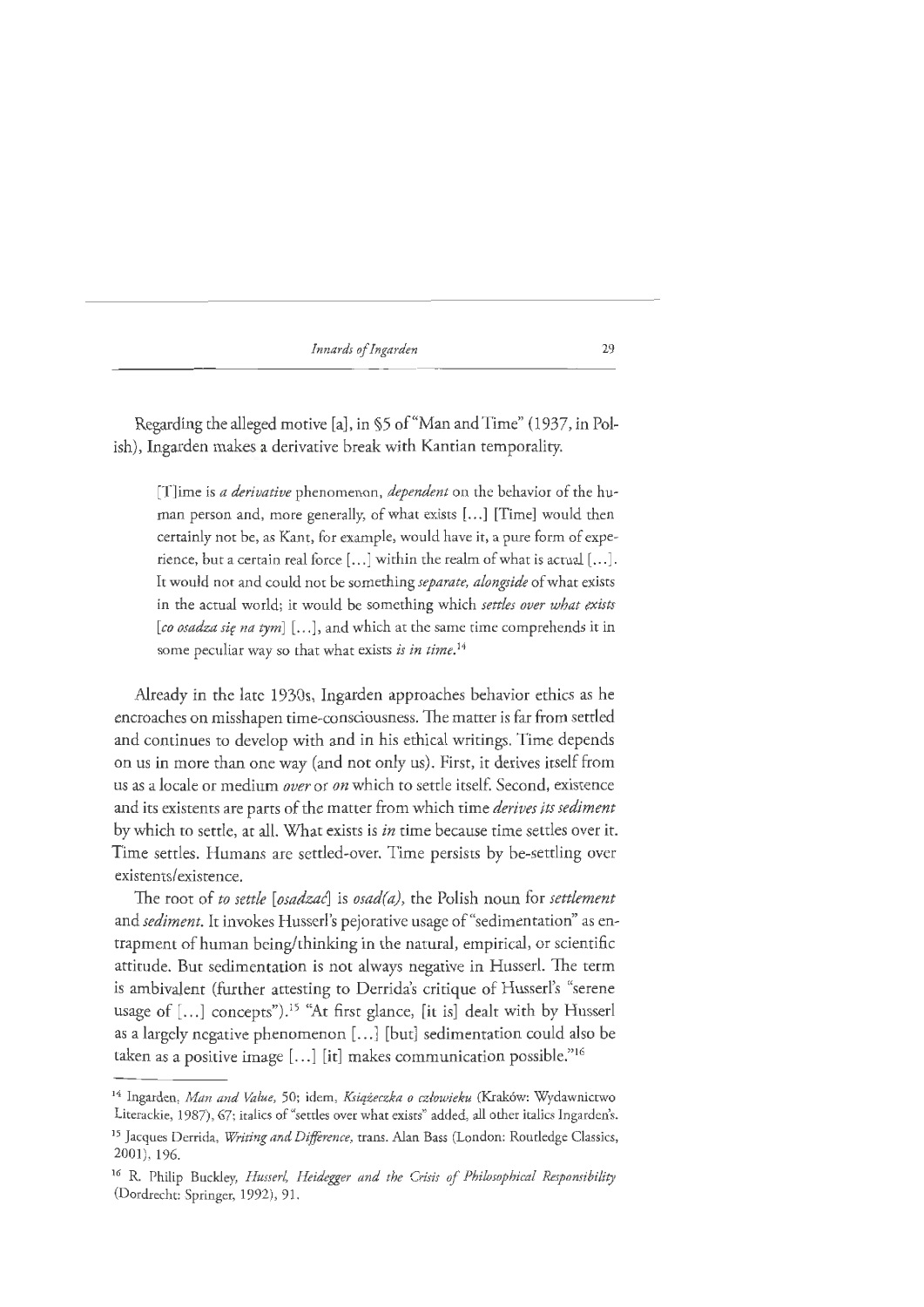Regarding the alleged motive [a], in §5 of "Man and Time" (1937, in Polish), Ingarden makes a derivative break with Kantian temporality.

> [T]ime is *a derivative* phenomenon, *dependent* on the behavior of the human person and, more generally, of what exists [...] [Time] would then certainly not be, as Kant, for example, would have it, a pure form of experience, but a certain real force [...] within the realm of what is actual [...]. It would not and could not be something *separate, alongside* of what exists in the actual world; it would be something which *settles over what exists* [*co osadza się na tym*] [...], and which at the same time comprehends it in some peculiar way so that what exists *is in time*.[14]

Already in the late 1930s, Ingarden approaches behavior ethics as he encroaches on misshapen time-consciousness. The matter is far from settled and continues to develop with and in his ethical writings. Time depends on us in more than one way (and not only us). First, it derives itself from us as a locale or medium *over* or *on* which to settle itself. Second, existence and its existents are parts of the matter from which time *derives its sediment* by which to settle, at all. What exists is *in* time because time settles over it. Time settles. Humans are settled-over. Time persists by be-settling over existents/existence.

The root of *to settle* [*osadzać*] is *osad(a)*, the Polish noun for *settlement* and *sediment*. It invokes Husserl's pejorative usage of "sedimentation" as entrapment of human being/thinking in the natural, empirical, or scientific attitude. But sedimentation is not always negative in Husserl. The term is ambivalent (further attesting to Derrida's critique of Husserl's "serene usage of [...] concepts").[15] "At first glance, [it is] dealt with by Husserl as a largely negative phenomenon [...] [but] sedimentation could also be taken as a positive image [...] [it] makes communication possible."[16]

---

[14] Ingarden, *Man and Value*, 50; idem, *Książeczka o człowieku* (Kraków: Wydawnictwo Literackie, 1987), 67; italics of "settles over what exists" added, all other italics Ingarden's.

[15] Jacques Derrida, *Writing and Difference*, trans. Alan Bass (London: Routledge Classics, 2001), 196.

[16] R. Philip Buckley, *Husserl, Heidegger and the Crisis of Philosophical Responsibility* (Dordrecht: Springer, 1992), 91.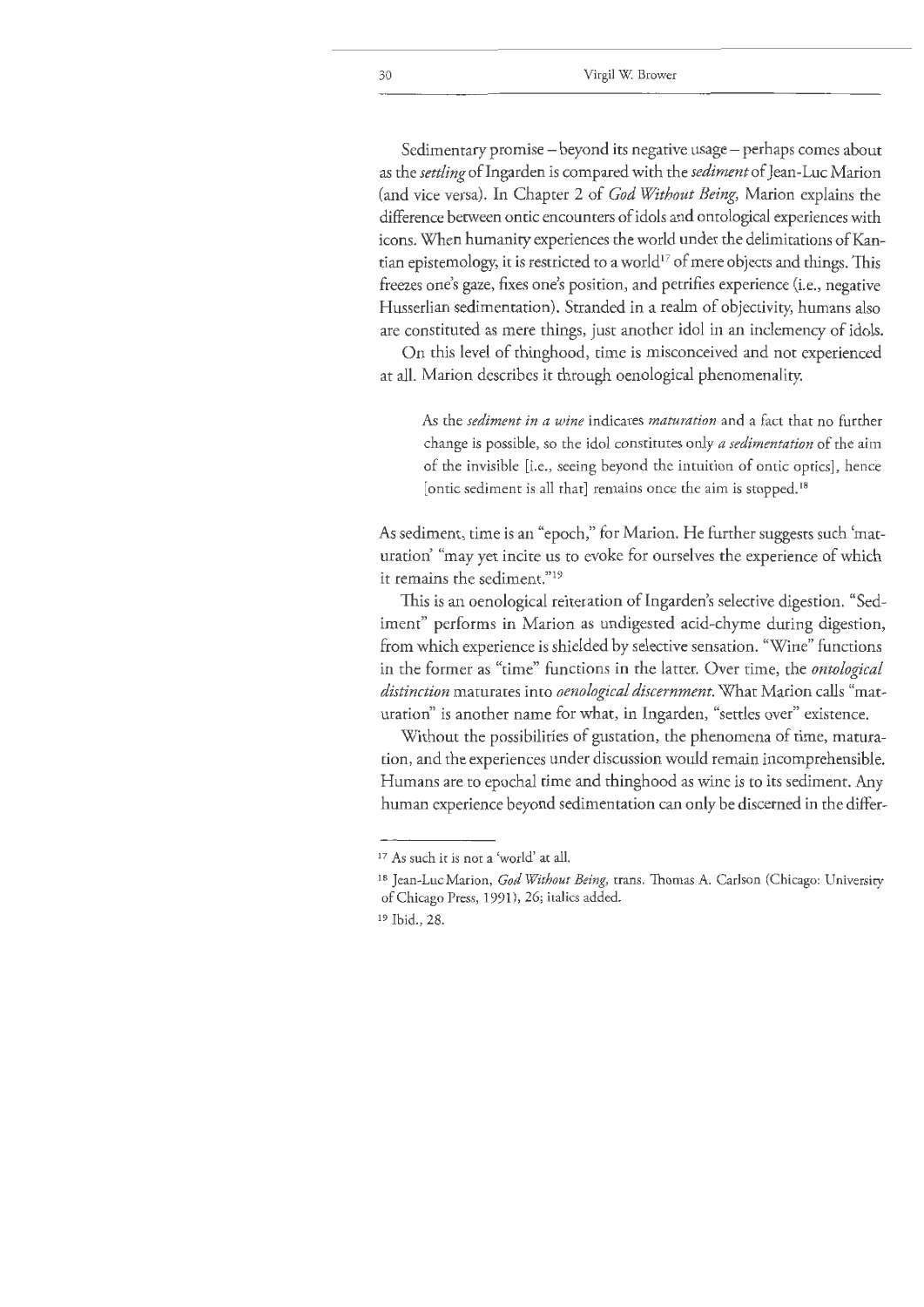Sedimentary promise – beyond its negative usage – perhaps comes about as the *settling* of Ingarden is compared with the *sediment* of Jean-Luc Marion (and vice versa). In Chapter 2 of *God Without Being*, Marion explains the difference between ontic encounters of idols and ontological experiences with icons. When humanity experiences the world under the delimitations of Kantian epistemology, it is restricted to a world[17] of mere objects and things. This freezes one's gaze, fixes one's position, and petrifies experience (i.e., negative Husserlian sedimentation). Stranded in a realm of objectivity, humans also are constituted as mere things, just another idol in an inclemency of idols.

On this level of thinghood, time is misconceived and not experienced at all. Marion describes it through oenological phenomenality.

> As the *sediment in a wine* indicates *maturation* and a fact that no further change is possible, so the idol constitutes only *a sedimentation* of the aim of the invisible [i.e., seeing beyond the intuition of ontic optics], hence [ontic sediment is all that] remains once the aim is stopped.[18]

As sediment, time is an "epoch," for Marion. He further suggests such 'maturation' "may yet incite us to evoke for ourselves the experience of which it remains the sediment."[19]

This is an oenological reiteration of Ingarden's selective digestion. "Sediment" performs in Marion as undigested acid-chyme during digestion, from which experience is shielded by selective sensation. "Wine" functions in the former as "time" functions in the latter. Over time, the *ontological distinction* maturates into *oenological discernment*. What Marion calls "maturation" is another name for what, in Ingarden, "settles over" existence.

Without the possibilities of gustation, the phenomena of time, maturation, and the experiences under discussion would remain incomprehensible. Humans are to epochal time and thinghood as wine is to its sediment. Any human experience beyond sedimentation can only be discerned in the differ-

---

[17] As such it is not a 'world' at all.

[18] Jean-Luc Marion, *God Without Being*, trans. Thomas A. Carlson (Chicago: University of Chicago Press, 1991), 26; italics added.

[19] Ibid., 28.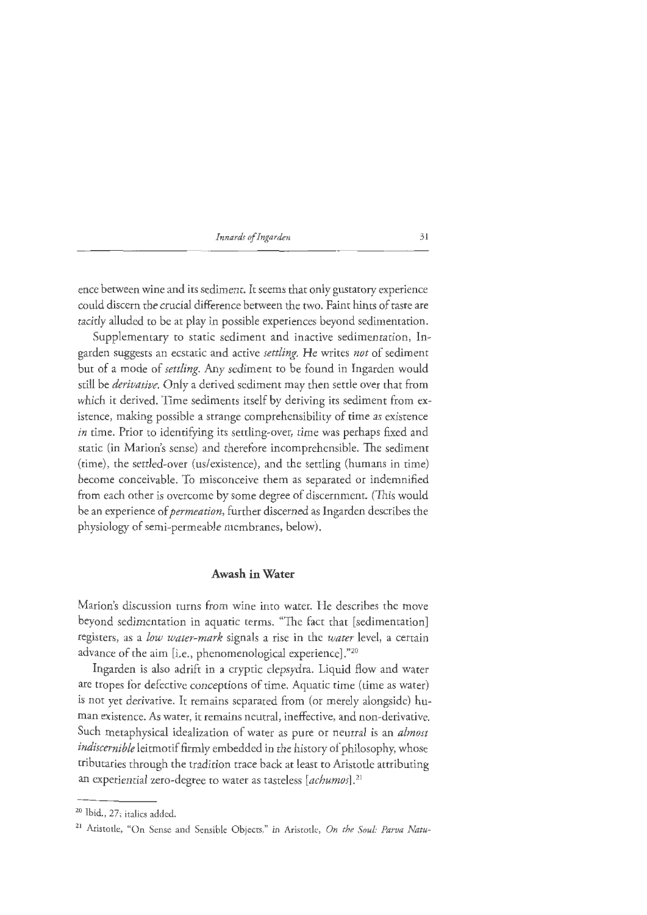ence between wine and its sediment. It seems that only gustatory experience could discern the crucial difference between the two. Faint hints of taste are tacitly alluded to be at play in possible experiences beyond sedimentation.

Supplementary to static sediment and inactive sedimentation, Ingarden suggests an ecstatic and active *settling*. He writes *not* of sediment but of a mode of *settling*. Any sediment to be found in Ingarden would still be *derivative*. Only a derived sediment may then settle over that from which it derived. Time sediments itself by deriving its sediment from existence, making possible a strange comprehensibility of time as existence *in* time. Prior to identifying its settling-over, time was perhaps fixed and static (in Marion's sense) and therefore incomprehensible. The sediment (time), the settled-over (us/existence), and the settling (humans in time) become conceivable. To misconceive them as separated or indemnified from each other is overcome by some degree of discernment. (This would be an experience of *permeation*, further discerned as Ingarden describes the physiology of semi-permeable membranes, below).

## Awash in Water

Marion's discussion turns from wine into water. He describes the move beyond sedimentation in aquatic terms. "The fact that [sedimentation] registers, as a *low water-mark* signals a rise in the *water* level, a certain advance of the aim [i.e., phenomenological experience]."[20]

Ingarden is also adrift in a cryptic clepsydra. Liquid flow and water are tropes for defective conceptions of time. Aquatic time (time as water) is not yet derivative. It remains separated from (or merely alongside) human existence. As water, it remains neutral, ineffective, and non-derivative. Such metaphysical idealization of water as pure or neutral is an *almost indiscernible* leitmotif firmly embedded in the history of philosophy, whose tributaries through the tradition trace back at least to Aristotle attributing an experiential zero-degree to water as tasteless [*achumos*].[21]

---

[20] Ibid., 27; italics added.

[21] Aristotle, "On Sense and Sensible Objects," in Aristotle, *On the Soul: Parva Natu-*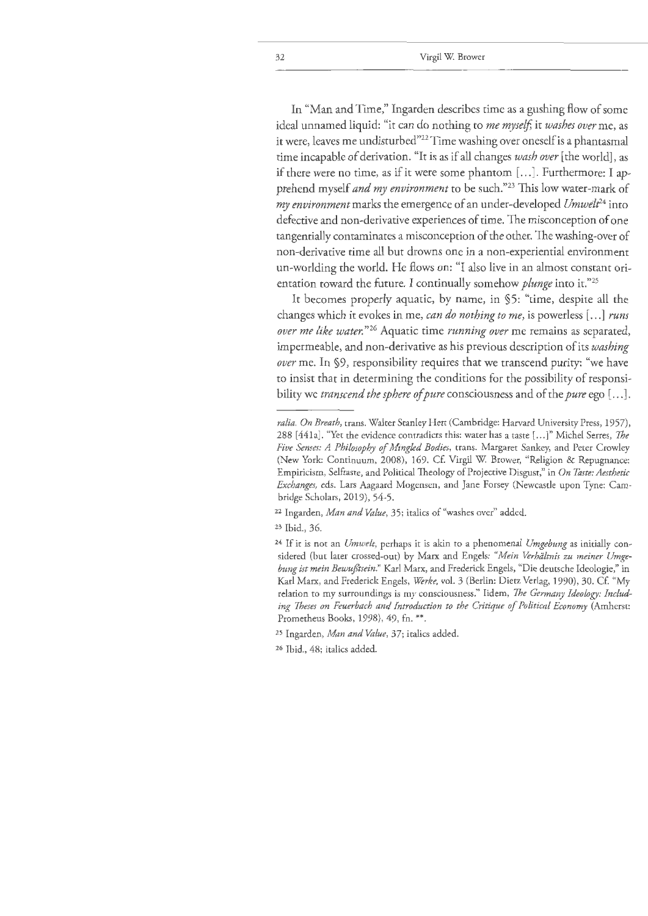In "Man and Time," Ingarden describes time as a gushing flow of some ideal unnamed liquid: "it can do nothing to *me myself*; it *washes over* me, as it were, leaves me undisturbed"[22] Time washing over oneself is a phantasmal time incapable of derivation. "It is as if all changes *wash over* [the world], as if there were no time, as if it were some phantom [...]. Furthermore: I apprehend myself *and my environment* to be such."[23] This low water-mark of *my environment* marks the emergence of an under-developed *Umwelt*[24] into defective and non-derivative experiences of time. The misconception of one tangentially contaminates a misconception of the other. The washing-over of non-derivative time all but drowns one in a non-experiential environment un-worlding the world. He flows on: "I also live in an almost constant orientation toward the future. I continually somehow *plunge* into it."[25]

It becomes properly aquatic, by name, in §5: "time, despite all the changes which it evokes in me, *can do nothing to me*, is powerless [...] *runs over me like water*."[26] Aquatic time *running over* me remains as separated, impermeable, and non-derivative as his previous description of its *washing over* me. In §9, responsibility requires that we transcend purity: "we have to insist that in determining the conditions for the possibility of responsibility we *transcend the sphere of pure* consciousness and of the *pure* ego [...].

---

*ralia. On Breath*, trans. Walter Stanley Hett (Cambridge: Harvard University Press, 1957), 288 [441a]. "Yet the evidence contradicts this: water has a taste [...]" Michel Serres, *The Five Senses: A Philosophy of Mingled Bodies*, trans. Margaret Sankey, and Peter Crowley (New York: Continuum, 2008), 169. Cf. Virgil W. Brower, "Religion & Repugnance: Empiricism, Selftaste, and Political Theology of Projective Disgust," in *On Taste: Aesthetic Exchanges*, eds. Lars Aagaard Mogensen, and Jane Forsey (Newcastle upon Tyne: Cambridge Scholars, 2019), 54-5.

[22] Ingarden, *Man and Value*, 35; italics of "washes over" added.

[23] Ibid., 36.

[24] If it is not an *Umwelt*, perhaps it is akin to a phenomenal *Umgebung* as initially considered (but later crossed-out) by Marx and Engels: *"Mein Verhältnis zu meiner Umgebung ist mein Bewußtsein."* Karl Marx, and Frederick Engels, "Die deutsche Ideologie," in Karl Marx, and Frederick Engels, *Werke*, vol. 3 (Berlin: Dietz Verlag, 1990), 30. Cf. "My relation to my surroundings is my consciousness." Iidem, *The Germany Ideology: Including Theses on Feuerbach and Introduction to the Critique of Political Economy* (Amherst: Prometheus Books, 1998), 49, fn. **.

[25] Ingarden, *Man and Value*, 37; italics added.

[26] Ibid., 48; italics added.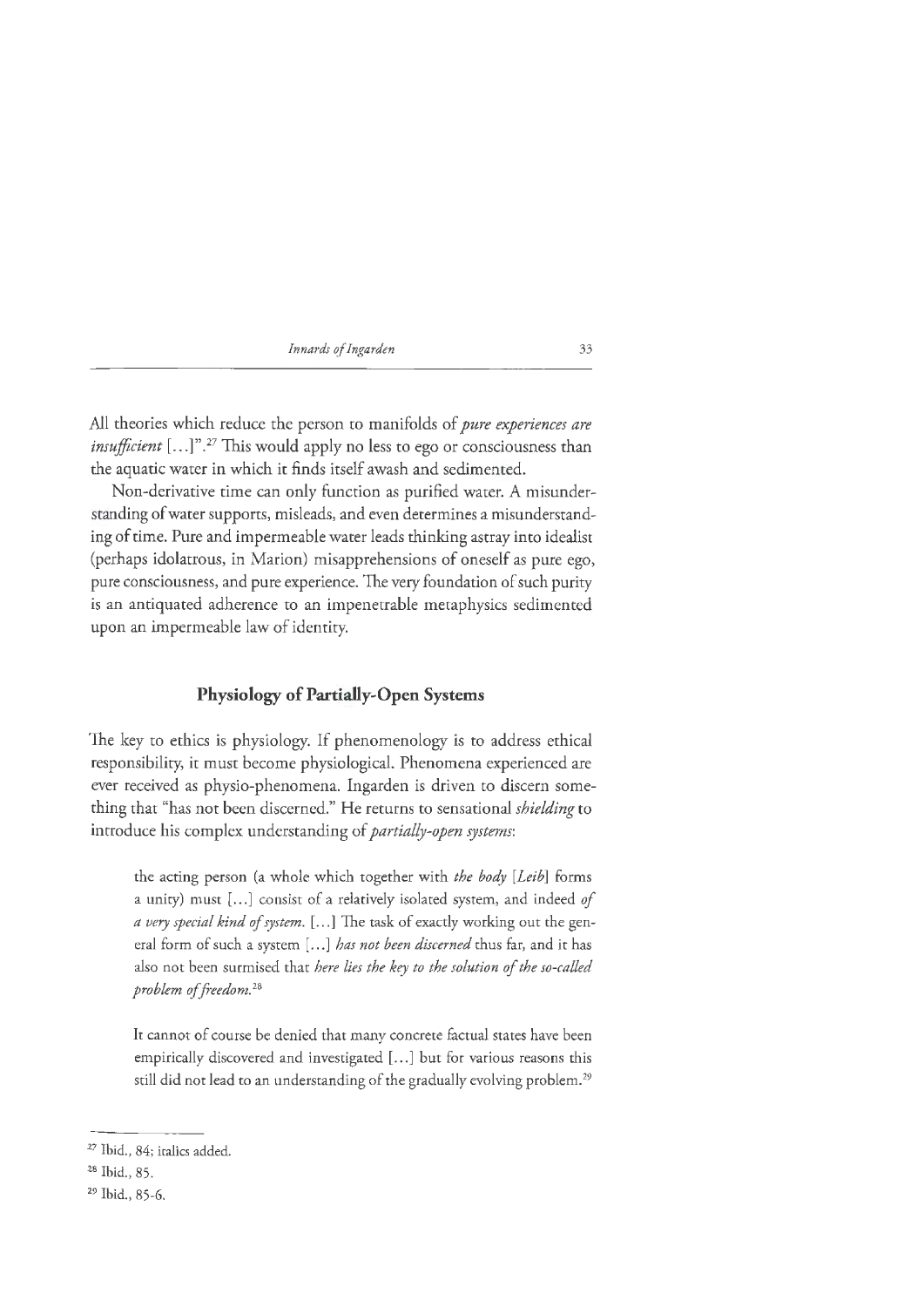All theories which reduce the person to manifolds of *pure experiences are insufficient* [...]".[27] This would apply no less to ego or consciousness than the aquatic water in which it finds itself awash and sedimented.

Non-derivative time can only function as purified water. A misunderstanding of water supports, misleads, and even determines a misunderstanding of time. Pure and impermeable water leads thinking astray into idealist (perhaps idolatrous, in Marion) misapprehensions of oneself as pure ego, pure consciousness, and pure experience. The very foundation of such purity is an antiquated adherence to an impenetrable metaphysics sedimented upon an impermeable law of identity.

## Physiology of Partially-Open Systems

The key to ethics is physiology. If phenomenology is to address ethical responsibility, it must become physiological. Phenomena experienced are ever received as physio-phenomena. Ingarden is driven to discern something that "has not been discerned." He returns to sensational *shielding* to introduce his complex understanding of *partially-open systems*:

> the acting person (a whole which together with *the body [Leib]* forms a unity) must [...] consist of a relatively isolated system, and indeed *of a very special kind of system.* [...] The task of exactly working out the general form of such a system [...] *has not been discerned* thus far, and it has also not been surmised that *here lies the key to the solution of the so-called problem of freedom.*[28]

> It cannot of course be denied that many concrete factual states have been empirically discovered and investigated [...] but for various reasons this still did not lead to an understanding of the gradually evolving problem.[29]

---

[27] Ibid., 84; italics added.

[28] Ibid., 85.

[29] Ibid., 85-6.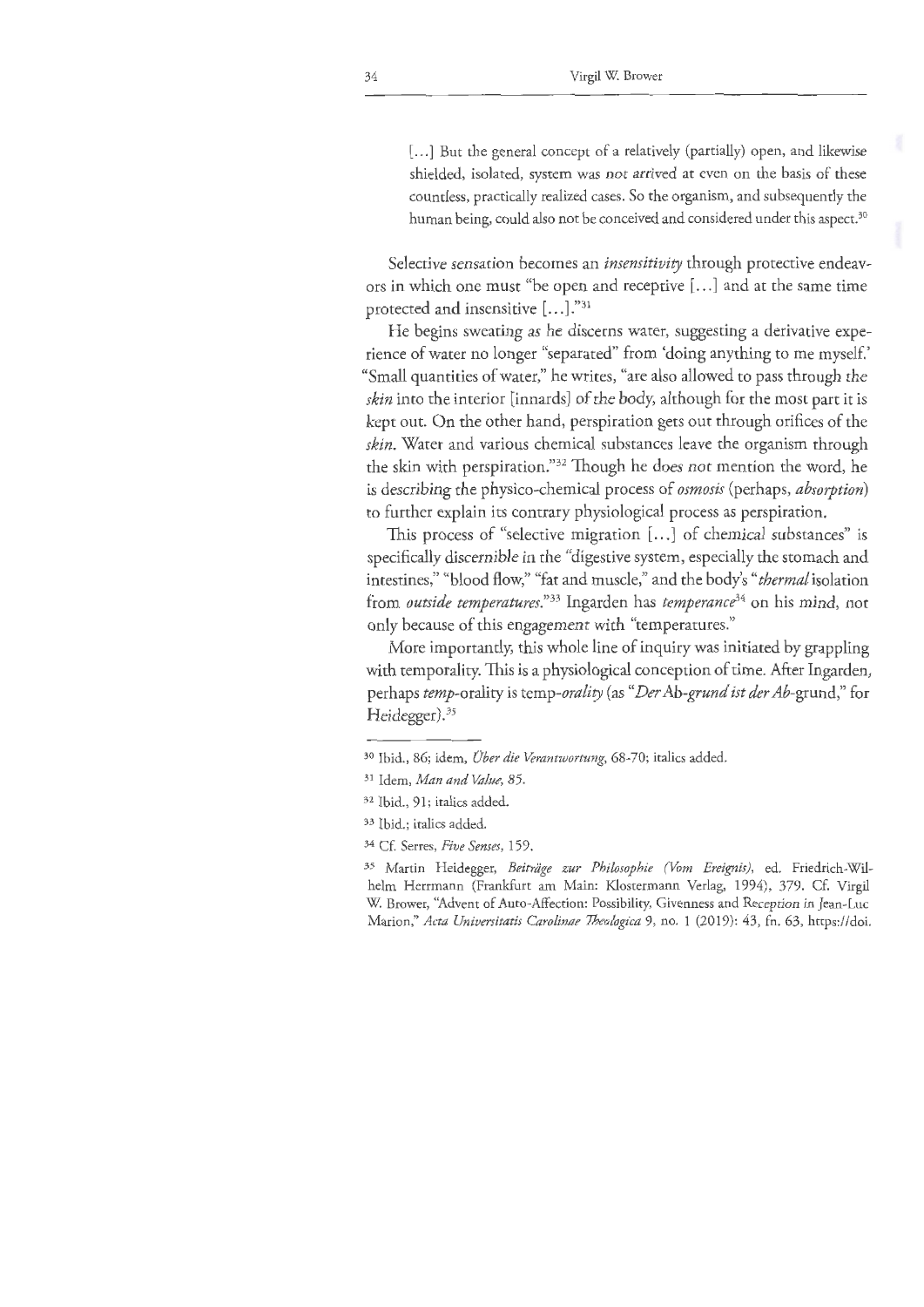> [...] But the general concept of a relatively (partially) open, and likewise shielded, isolated, system was *not arrived* at even on the basis of these countless, practically realized cases. So the organism, and subsequently the human being, could also not be conceived and considered under this aspect.[30]

Selective sensation becomes an *insensitivity* through protective endeavors in which one must "be open and receptive [...] and at the same time protected and insensitive [...]."[31]

He begins sweating as he discerns water, suggesting a derivative experience of water no longer "separated" from 'doing anything to me myself.' "Small quantities of water," he writes, "are also allowed to pass through the *skin* into the interior [innards] of the body, although for the most part it is kept out. On the other hand, perspiration gets out through orifices of the *skin*. Water and various chemical substances leave the organism through the skin with perspiration."[32] Though he does not mention the word, he is describing the physico-chemical process of *osmosis* (perhaps, *absorption*) to further explain its contrary physiological process as perspiration.

This process of "selective migration [...] of chemical substances" is specifically discernible in the "digestive system, especially the stomach and intestines," "blood flow," "fat and muscle," and the body's "*thermal* isolation from *outside temperatures*."[33] Ingarden has *temperance*[34] on his mind, not only because of this engagement with "temperatures."

More importantly, this whole line of inquiry was initiated by grappling with temporality. This is a physiological conception of time. After Ingarden, perhaps *temp*-orality is temp-*orality* (as "*Der* Ab-*grund ist der Ab*-grund," for Heidegger).[35]

---

[30] Ibid., 86; idem, *Über die Verantwortung*, 68-70; italics added.

[31] Idem, *Man and Value*, 85.

[32] Ibid., 91; italics added.

[33] Ibid.; italics added.

[34] Cf. Serres, *Five Senses*, 159.

[35] Martin Heidegger, *Beiträge zur Philosophie (Vom Ereignis)*, ed. Friedrich-Wilhelm Herrmann (Frankfurt am Main: Klostermann Verlag, 1994), 379. Cf. Virgil W. Brower, "Advent of Auto-Affection: Possibility, Givenness and Reception in Jean-Luc Marion," *Acta Universitatis Carolinae Theologica* 9, no. 1 (2019): 43, fn. 63, https://doi.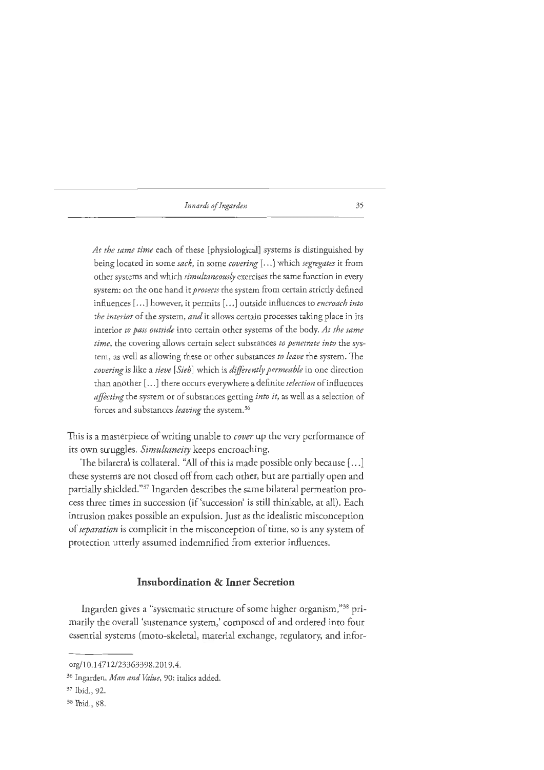> *At the same time* each of these [physiological] systems is distinguished by being located in some *sack*, in some *covering* [...] which *segregates* it from other systems and which *simultaneously* exercises the same function in every system: on the one hand it *protects* the system from certain strictly defined influences [...] however, it permits [...] outside influences to *encroach into the interior* of the system, *and* it allows certain processes taking place in its interior *to pass outside* into certain other systems of the body. *At the same time*, the covering allows certain select substances *to penetrate into* the system, as well as allowing these or other substances *to leave* the system. The *covering* is like a *sieve* [*Sieb*] which is *differently permeable* in one direction than another [...] there occurs everywhere a definite *selection* of influences *affecting* the system or of substances getting *into it*, as well as a selection of forces and substances *leaving* the system.[36]

This is a masterpiece of writing unable to *cover* up the very performance of its own struggles. *Simultaneity* keeps encroaching.

The bilateral is collateral. "All of this is made possible only because [...] these systems are not closed off from each other, but are partially open and partially shielded."[37] Ingarden describes the same bilateral permeation process three times in succession (if 'succession' is still thinkable, at all). Each intrusion makes possible an expulsion. Just as the idealistic misconception of *separation* is complicit in the misconception of time, so is any system of protection utterly assumed indemnified from exterior influences.

## Insubordination & Inner Secretion

Ingarden gives a "systematic structure of some higher organism,"[38] primarily the overall 'sustenance system,' composed of and ordered into four essential systems (moto-skeletal, material exchange, regulatory, and infor-

---

org/10.14712/23363398.2019.4.

[36] Ingarden, *Man and Value*, 90; italics added.

[37] Ibid., 92.

[38] Ibid., 88.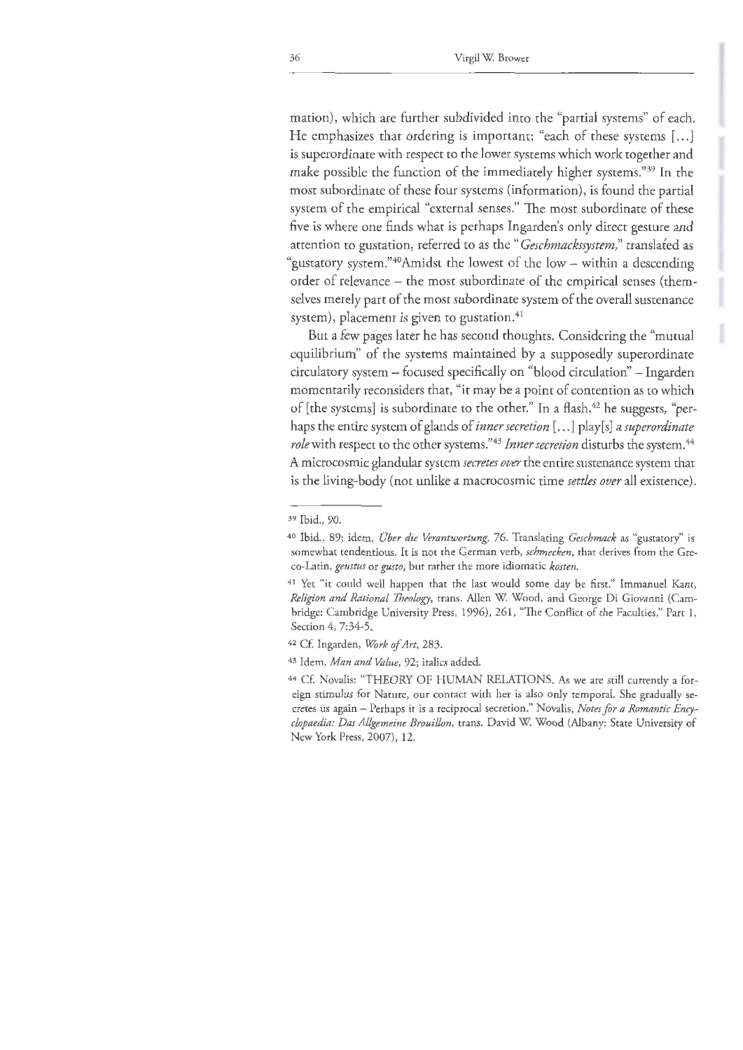mation), which are further subdivided into the "partial systems" of each. He emphasizes that ordering is important: "each of these systems [...] is superordinate with respect to the lower systems which work together and make possible the function of the immediately higher systems."[39] In the most subordinate of these four systems (information), is found the partial system of the empirical "external senses." The most subordinate of these five is where one finds what is perhaps Ingarden's only direct gesture and attention to gustation, referred to as the "*Geschmackssystem*," translated as "gustatory system."[40]Amidst the lowest of the low – within a descending order of relevance – the most subordinate of the empirical senses (themselves merely part of the most subordinate system of the overall sustenance system), placement is given to gustation.[41]

But a few pages later he has second thoughts. Considering the "mutual equilibrium" of the systems maintained by a supposedly superordinate circulatory system – focused specifically on "blood circulation" – Ingarden momentarily reconsiders that, "it may be a point of contention as to which of [the systems] is subordinate to the other." In a flash,[42] he suggests, "perhaps the entire system of glands of *inner secretion* [...] play[s] *a superordinate role* with respect to the other systems."[43] *Inner secretion* disturbs the system.[44] A microcosmic glandular system *secretes over* the entire sustenance system that is the living-body (not unlike a macrocosmic time *settles over* all existence).

---

[39] Ibid., 90.

[40] Ibid., 89; idem, *Über die Verantwortung*, 76. Translating *Geschmack* as "gustatory" is somewhat tendentious. It is not the German verb, *schmecken*, that derives from the Greco-Latin, *geustus* or *gusto*, but rather the more idiomatic *kosten*.

[41] Yet "it could well happen that the last would some day be first." Immanuel Kant, *Religion and Rational Theology*, trans. Allen W. Wood, and George Di Giovanni (Cambridge: Cambridge University Press, 1996), 261, "The Conflict of the Faculties," Part 1, Section 4, 7:34-5.

[42] Cf. Ingarden, *Work of Art*, 283.

[43] Idem, *Man and Value*, 92; italics added.

[44] Cf. Novalis: "THEORY OF HUMAN RELATIONS. As we are still currently a foreign stimulus for Nature, our contact with her is also only temporal. She gradually secretes us again – Perhaps it is a reciprocal secretion." Novalis, *Notes for a Romantic Encyclopaedia: Das Allgemeine Brouillon*, trans. David W. Wood (Albany: State University of New York Press, 2007), 12.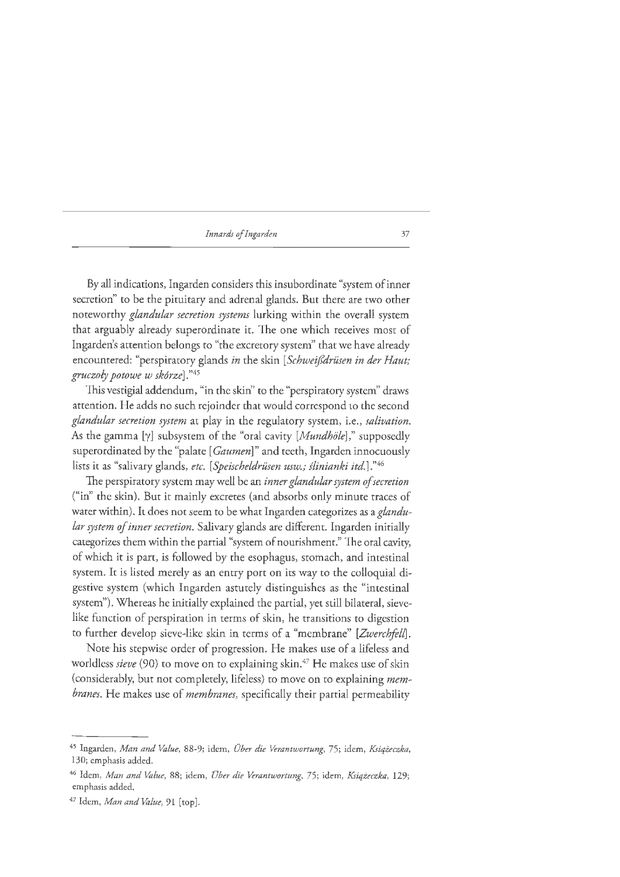By all indications, Ingarden considers this insubordinate "system of inner secretion" to be the pituitary and adrenal glands. But there are two other noteworthy *glandular secretion systems* lurking within the overall system that arguably already superordinate it. The one which receives most of Ingarden's attention belongs to "the excretory system" that we have already encountered: "perspiratory glands *in* the skin [*Schweißdrüsen in der Haut; gruczoły potowe w skórze*]."[45]

This vestigial addendum, "in the skin" to the "perspiratory system" draws attention. He adds no such rejoinder that would correspond to the second *glandular secretion system* at play in the regulatory system, i.e., *salivation*. As the gamma [γ] subsystem of the "oral cavity [*Mundhöle*]," supposedly superordinated by the "palate [*Gaumen*]" and teeth, Ingarden innocuously lists it as "salivary glands, *etc.* [*Speischeldrüsen usw.; ślinianki itd.*]."[46]

The perspiratory system may well be an *inner glandular system of secretion* ("in" the skin). But it mainly excretes (and absorbs only minute traces of water within). It does not seem to be what Ingarden categorizes as a *glandular system of inner secretion*. Salivary glands are different. Ingarden initially categorizes them within the partial "system of nourishment." The oral cavity, of which it is part, is followed by the esophagus, stomach, and intestinal system. It is listed merely as an entry port on its way to the colloquial digestive system (which Ingarden astutely distinguishes as the "intestinal system"). Whereas he initially explained the partial, yet still bilateral, sieve-like function of perspiration in terms of skin, he transitions to digestion to further develop sieve-like skin in terms of a "membrane" [*Zwerchfell*].

Note his stepwise order of progression. He makes use of a lifeless and worldless *sieve* (90) to move on to explaining skin.[47] He makes use of skin (considerably, but not completely, lifeless) to move on to explaining *membranes*. He makes use of *membranes*, specifically their partial permeability

---

[45] Ingarden, *Man and Value*, 88-9; idem, *Über die Verantwortung*, 75; idem, *Książeczka*, 130; emphasis added.

[46] Idem, *Man and Value*, 88; idem, *Über die Verantwortung*, 75; idem, *Książeczka*, 129; emphasis added.

[47] Idem, *Man and Value*, 91 [top].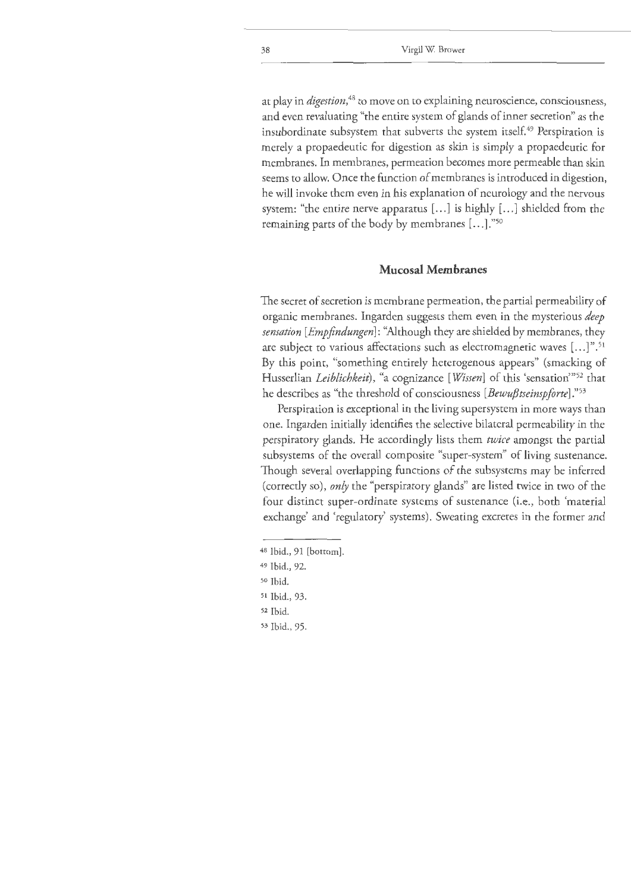at play in *digestion*,[48] to move on to explaining neuroscience, consciousness, and even revaluating "the entire system of glands of inner secretion" as the insubordinate subsystem that subverts the system itself.[49] Perspiration is merely a propaedeutic for digestion as skin is simply a propaedeutic for membranes. In membranes, permeation becomes more permeable than skin seems to allow. Once the function of membranes is introduced in digestion, he will invoke them even in his explanation of neurology and the nervous system: "the entire nerve apparatus [...] is highly [...] shielded from the remaining parts of the body by membranes [...]."[50]

## Mucosal Membranes

The secret of secretion is membrane permeation, the partial permeability of organic membranes. Ingarden suggests them even in the mysterious *deep sensation [Empfindungen]*: "Although they are shielded by membranes, they are subject to various affectations such as electromagnetic waves [...]".[51] By this point, "something entirely heterogenous appears" (smacking of Husserlian *Leiblichkeit*), "a cognizance [*Wissen*] of this 'sensation'"[52] that he describes as "the threshold of consciousness [*Bewußtseinspforte*]."[53]

Perspiration is exceptional in the living supersystem in more ways than one. Ingarden initially identifies the selective bilateral permeability in the perspiratory glands. He accordingly lists them *twice* amongst the partial subsystems of the overall composite "super-system" of living sustenance. Though several overlapping functions of the subsystems may be inferred (correctly so), *only* the "perspiratory glands" are listed twice in two of the four distinct super-ordinate systems of sustenance (i.e., both 'material exchange' and 'regulatory' systems). Sweating excretes in the former and

---

48 Ibid., 91 [bottom].

49 Ibid., 92.

50 Ibid.

51 Ibid., 93.

52 Ibid.

53 Ibid., 95.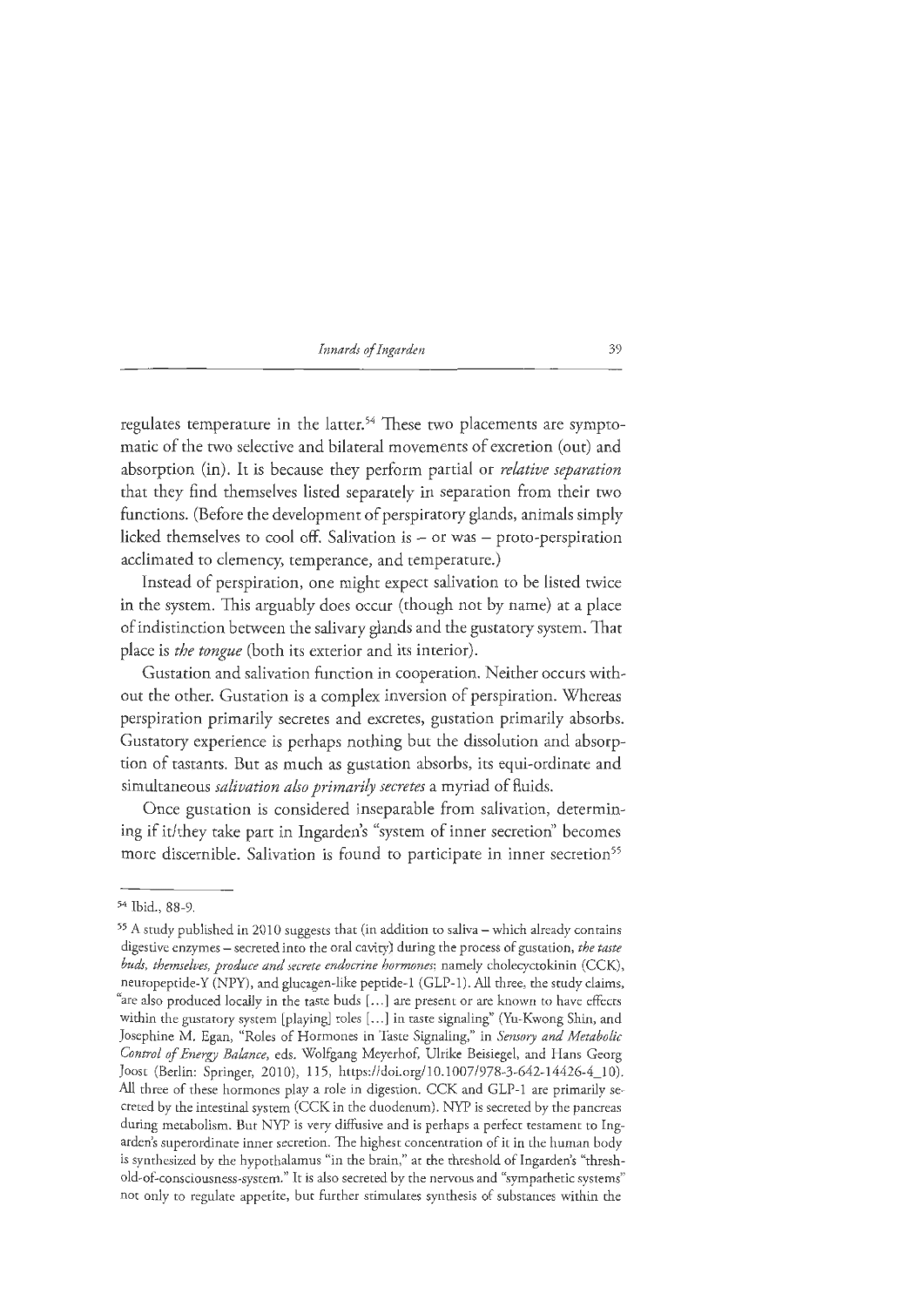regulates temperature in the latter.[54] These two placements are symptomatic of the two selective and bilateral movements of excretion (out) and absorption (in). It is because they perform partial or *relative separation* that they find themselves listed separately in separation from their two functions. (Before the development of perspiratory glands, animals simply licked themselves to cool off. Salivation is – or was – proto-perspiration acclimated to clemency, temperance, and temperature.)

Instead of perspiration, one might expect salivation to be listed twice in the system. This arguably does occur (though not by name) at a place of indistinction between the salivary glands and the gustatory system. That place is *the tongue* (both its exterior and its interior).

Gustation and salivation function in cooperation. Neither occurs without the other. Gustation is a complex inversion of perspiration. Whereas perspiration primarily secretes and excretes, gustation primarily absorbs. Gustatory experience is perhaps nothing but the dissolution and absorption of tastants. But as much as gustation absorbs, its equi-ordinate and simultaneous *salivation also primarily secretes* a myriad of fluids.

Once gustation is considered inseparable from salivation, determining if it/they take part in Ingarden's "system of inner secretion" becomes more discernible. Salivation is found to participate in inner secretion[55]

---

[54] Ibid., 88-9.

[55] A study published in 2010 suggests that (in addition to saliva – which already contains digestive enzymes – secreted into the oral cavity) during the process of gustation, *the taste buds, themselves, produce and secrete endocrine hormones*: namely cholecyctokinin (CCK), neuropeptide-Y (NPY), and glucagen-like peptide-1 (GLP-1). All three, the study claims, "are also produced locally in the taste buds [...] are present or are known to have effects within the gustatory system [playing] roles [...] in taste signaling" (Yu-Kwong Shin, and Josephine M. Egan, "Roles of Hormones in Taste Signaling," in *Sensory and Metabolic Control of Energy Balance*, eds. Wolfgang Meyerhof, Ulrike Beisiegel, and Hans Georg Joost (Berlin: Springer, 2010), 115, https://doi.org/10.1007/978-3-642-14426-4_10). All three of these hormones play a role in digestion. CCK and GLP-1 are primarily secreted by the intestinal system (CCK in the duodenum). NYP is secreted by the pancreas during metabolism. But NYP is very diffusive and is perhaps a perfect testament to Ingarden's superordinate inner secretion. The highest concentration of it in the human body is synthesized by the hypothalamus "in the brain," at the threshold of Ingarden's "threshold-of-consciousness-system." It is also secreted by the nervous and "sympathetic systems" not only to regulate appetite, but further stimulates synthesis of substances within the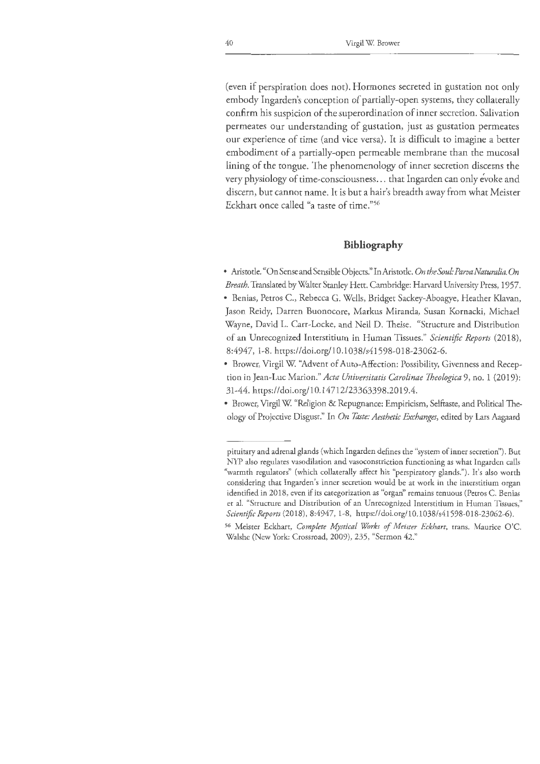(even if perspiration does not). Hormones secreted in gustation not only embody Ingarden's conception of partially-open systems, they collaterally confirm his suspicion of the superordination of inner secretion. Salivation permeates our understanding of gustation, just as gustation permeates our experience of time (and vice versa). It is difficult to imagine a better embodiment of a partially-open permeable membrane than the mucosal lining of the tongue. The phenomenology of inner secretion discerns the very physiology of time-consciousness… that Ingarden can only evoke and discern, but cannot name. It is but a hair's breadth away from what Meister Eckhart once called "a taste of time."[56]

## Bibliography

- Aristotle. "On Sense and Sensible Objects." In Aristotle. *On the Soul: Parva Naturalia. On Breath*. Translated by Walter Stanley Hett. Cambridge: Harvard University Press, 1957.
- Benias, Petros C., Rebecca G. Wells, Bridget Sackey-Aboagye, Heather Klavan, Jason Reidy, Darren Buonocore, Markus Miranda, Susan Kornacki, Michael Wayne, David L. Carr-Locke, and Neil D. Theise. "Structure and Distribution of an Unrecognized Interstitium in Human Tissues." *Scientific Reports* (2018), 8:4947, 1-8. https://doi.org/10.1038/s41598-018-23062-6.
- Brower, Virgil W. "Advent of Auto-Affection: Possibility, Givenness and Reception in Jean-Luc Marion." *Acta Universitatis Carolinae Theologica* 9, no. 1 (2019): 31-44. https://doi.org/10.14712/23363398.2019.4.
- Brower, Virgil W. "Religion & Repugnance: Empiricism, Selftaste, and Political Theology of Projective Disgust." In *On Taste: Aesthetic Exchanges*, edited by Lars Aagaard

---

pituitary and adrenal glands (which Ingarden defines the "system of inner secretion"). But NYP also regulates vasodilation and vasoconstriction functioning as what Ingarden calls "warmth regulators" (which collaterally affect his "perspiratory glands."). It's also worth considering that Ingarden's inner secretion would be at work in the interstitium organ identified in 2018, even if its categorization as "organ" remains tenuous (Petros C. Benias et al. "Structure and Distribution of an Unrecognized Interstitium in Human Tissues," *Scientific Reports* (2018), 8:4947, 1-8, https://doi.org/10.1038/s41598-018-23062-6).

[56] Meister Eckhart, *Complete Mystical Works of Meister Eckhart*, trans. Maurice O'C. Walshe (New York: Crossroad, 2009), 235, "Sermon 42."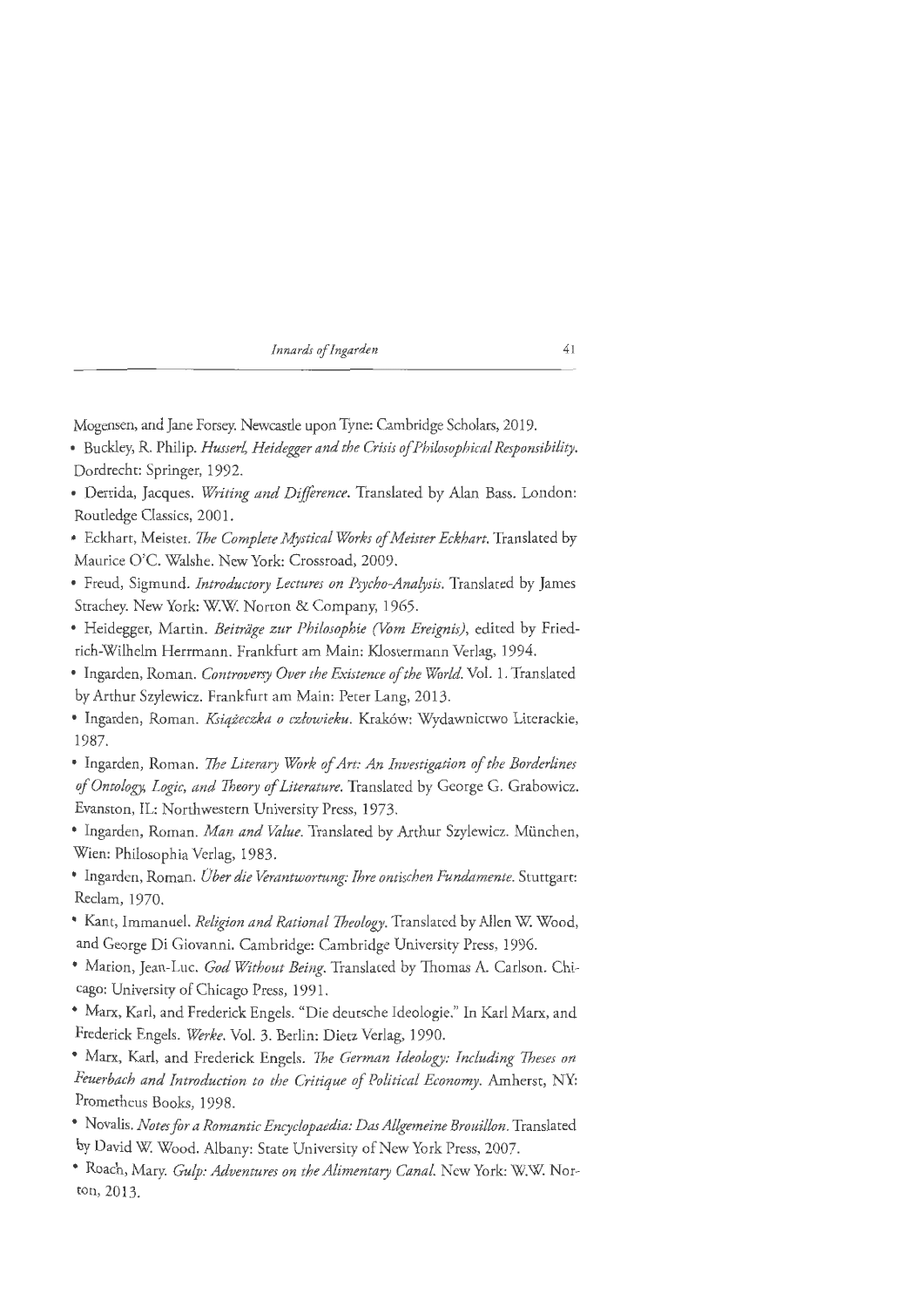Mogensen, and Jane Forsey. Newcastle upon Tyne: Cambridge Scholars, 2019.

- Buckley, R. Philip. *Husserl, Heidegger and the Crisis of Philosophical Responsibility*. Dordrecht: Springer, 1992.
- Derrida, Jacques. *Writing and Difference*. Translated by Alan Bass. London: Routledge Classics, 2001.
- Eckhart, Meister. *The Complete Mystical Works of Meister Eckhart*. Translated by Maurice O'C. Walshe. New York: Crossroad, 2009.
- Freud, Sigmund. *Introductory Lectures on Psycho-Analysis*. Translated by James Strachey. New York: W.W. Norton & Company, 1965.
- Heidegger, Martin. *Beiträge zur Philosophie (Vom Ereignis)*, edited by Friedrich-Wilhelm Herrmann. Frankfurt am Main: Klostermann Verlag, 1994.
- Ingarden, Roman. *Controversy Over the Existence of the World*. Vol. 1. Translated by Arthur Szylewicz. Frankfurt am Main: Peter Lang, 2013.
- Ingarden, Roman. *Książeczka o człowieku*. Kraków: Wydawnictwo Literackie, 1987.
- Ingarden, Roman. *The Literary Work of Art: An Investigation of the Borderlines of Ontology, Logic, and Theory of Literature*. Translated by George G. Grabowicz. Evanston, IL: Northwestern University Press, 1973.
- Ingarden, Roman. *Man and Value*. Translated by Arthur Szylewicz. München, Wien: Philosophia Verlag, 1983.
- Ingarden, Roman. *Über die Verantwortung: Ihre ontischen Fundamente*. Stuttgart: Reclam, 1970.
- Kant, Immanuel. *Religion and Rational Theology*. Translated by Allen W. Wood, and George Di Giovanni. Cambridge: Cambridge University Press, 1996.
- Marion, Jean-Luc. *God Without Being*. Translated by Thomas A. Carlson. Chicago: University of Chicago Press, 1991.
- Marx, Karl, and Frederick Engels. "Die deutsche Ideologie." In Karl Marx, and Frederick Engels. *Werke*. Vol. 3. Berlin: Dietz Verlag, 1990.
- Marx, Karl, and Frederick Engels. *The German Ideology: Including Theses on Feuerbach and Introduction to the Critique of Political Economy*. Amherst, NY: Prometheus Books, 1998.
- Novalis. *Notes for a Romantic Encyclopaedia: Das Allgemeine Brouillon*. Translated by David W. Wood. Albany: State University of New York Press, 2007.
- Roach, Mary. *Gulp: Adventures on the Alimentary Canal*. New York: W.W. Norton, 2013.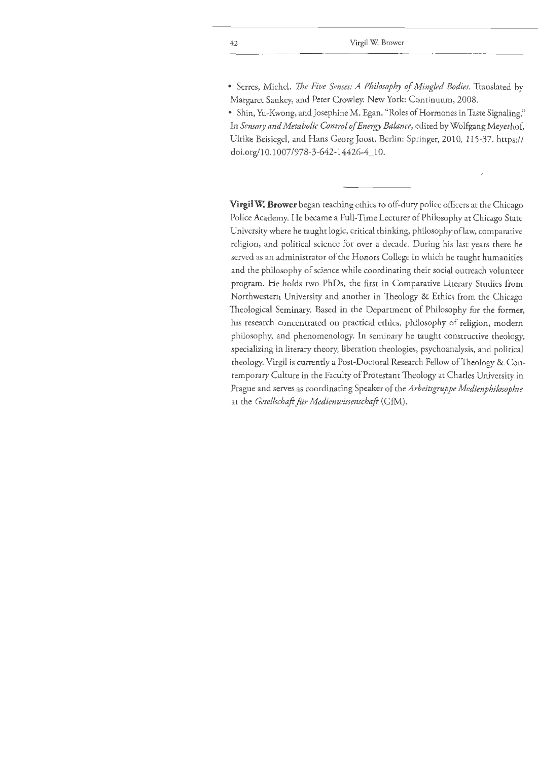- Serres, Michel. *The Five Senses: A Philosophy of Mingled Bodies.* Translated by Margaret Sankey, and Peter Crowley. New York: Continuum, 2008.
- Shin, Yu-Kwong, and Josephine M. Egan. "Roles of Hormones in Taste Signaling." In *Sensory and Metabolic Control of Energy Balance,* edited by Wolfgang Meyerhof, Ulrike Beisiegel, and Hans Georg Joost. Berlin: Springer, 2010, 115-37. https://doi.org/10.1007/978-3-642-14426-4_10.

---

**Virgil W. Brower** began teaching ethics to off-duty police officers at the Chicago Police Academy. He became a Full-Time Lecturer of Philosophy at Chicago State University where he taught logic, critical thinking, philosophy of law, comparative religion, and political science for over a decade. During his last years there he served as an administrator of the Honors College in which he taught humanities and the philosophy of science while coordinating their social outreach volunteer program. He holds two PhDs, the first in Comparative Literary Studies from Northwestern University and another in Theology & Ethics from the Chicago Theological Seminary. Based in the Department of Philosophy for the former, his research concentrated on practical ethics, philosophy of religion, modern philosophy, and phenomenology. In seminary he taught constructive theology, specializing in literary theory, liberation theologies, psychoanalysis, and political theology. Virgil is currently a Post-Doctoral Research Fellow of Theology & Contemporary Culture in the Faculty of Protestant Theology at Charles University in Prague and serves as coordinating Speaker of the *Arbeitsgruppe Medienphilosophie* at the *Gesellschaft für Medienwissenschaft* (GfM).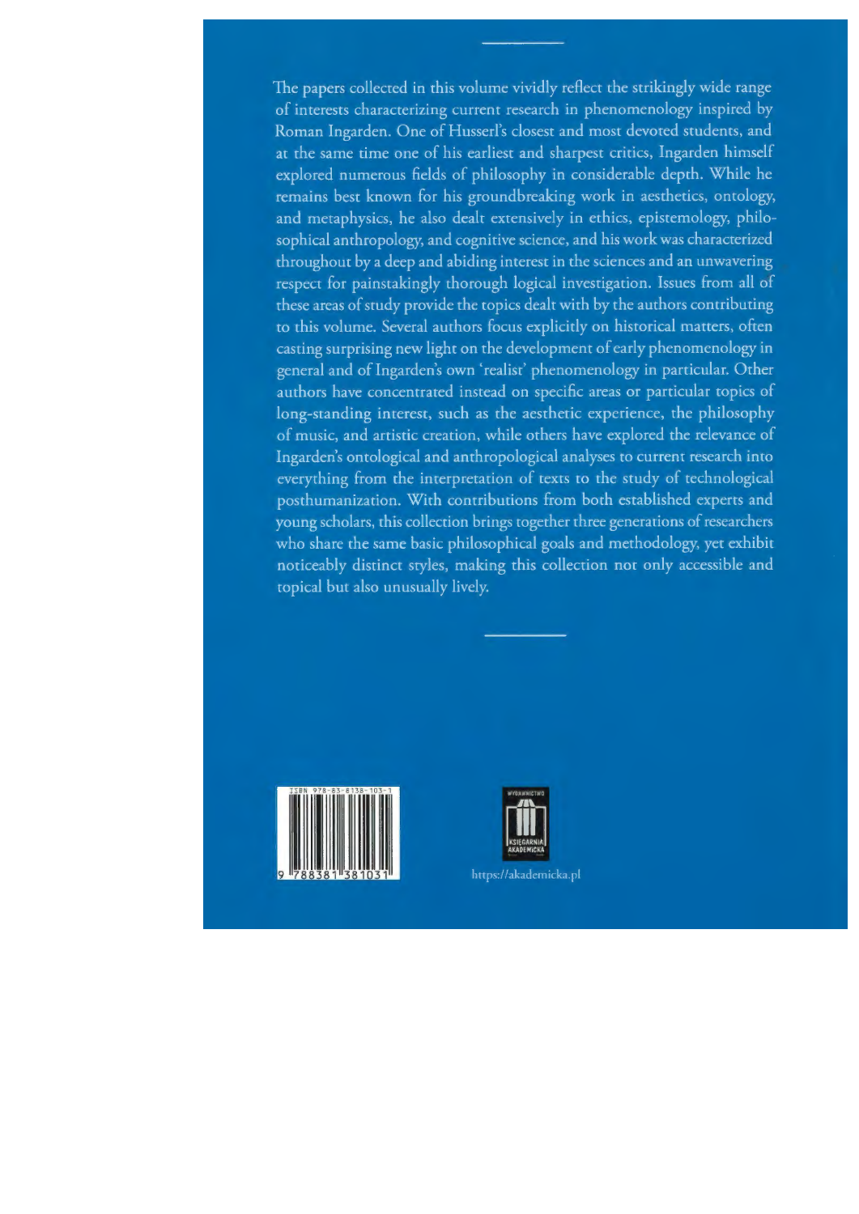The papers collected in this volume vividly reflect the strikingly wide range of interests characterizing current research in phenomenology inspired by Roman Ingarden. One of Husserl's closest and most devoted students, and at the same time one of his earliest and sharpest critics, Ingarden himself explored numerous fields of philosophy in considerable depth. While he remains best known for his groundbreaking work in aesthetics, ontology, and metaphysics, he also dealt extensively in ethics, epistemology, philosophical anthropology, and cognitive science, and his work was characterized throughout by a deep and abiding interest in the sciences and an unwavering respect for painstakingly thorough logical investigation. Issues from all of these areas of study provide the topics dealt with by the authors contributing to this volume. Several authors focus explicitly on historical matters, often casting surprising new light on the development of early phenomenology in general and of Ingarden's own 'realist' phenomenology in particular. Other authors have concentrated instead on specific areas or particular topics of long-standing interest, such as the aesthetic experience, the philosophy of music, and artistic creation, while others have explored the relevance of Ingarden's ontological and anthropological analyses to current research into everything from the interpretation of texts to the study of technological posthumanization. With contributions from both established experts and young scholars, this collection brings together three generations of researchers who share the same basic philosophical goals and methodology, yet exhibit noticeably distinct styles, making this collection not only accessible and topical but also unusually lively.

ISBN 978-83-8138-103-1

9 788381 381031

WYDAWNICTWO KSIĘGARNIA AKADEMICKA

https://akademicka.pl